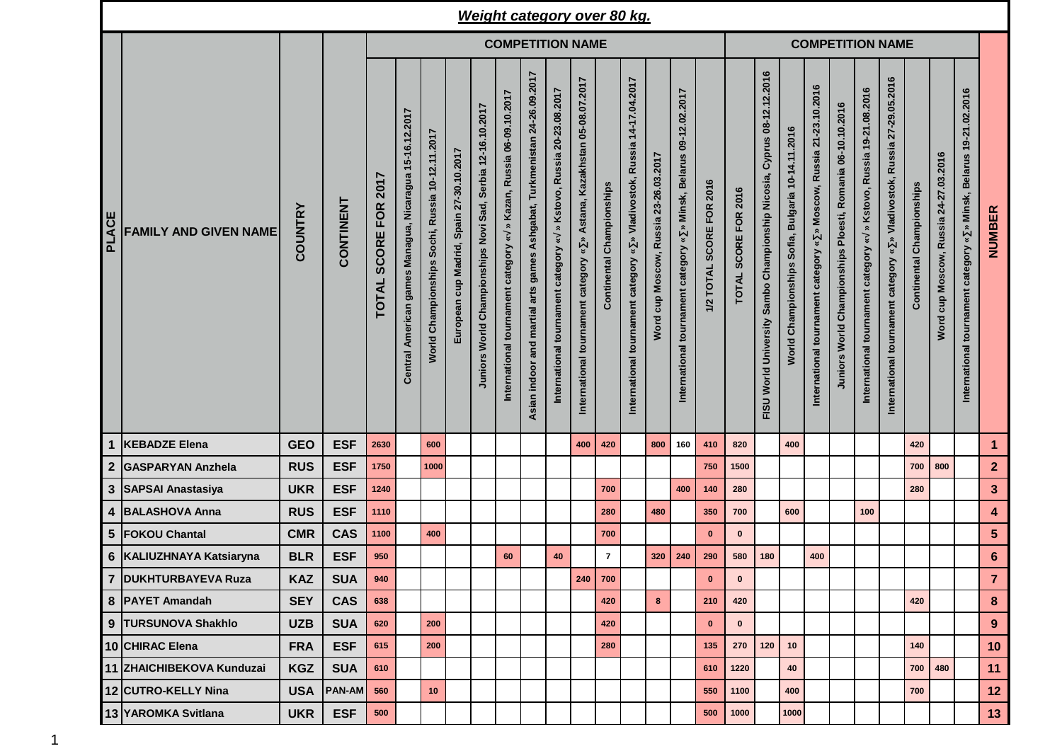# *Weight category over 80 kg.*

| PLACE | FAMILY AND GIVEN NAME | COUNTRY | CONTINENT | COMPETITION NAME | | | | | | | | | | | | | | COMPETITION NAME | | | | | | | | | | NUMBER |
|---|---|---|---|---|---|---|---|---|---|---|---|---|---|---|---|---|---|---|---|---|---|---|---|---|---|---|---|---|
| | | | | TOTAL SCORE FOR 2017 | Central American games Managua, Nicaragua 15-16.12.2017 | World Championships Sochi, Russia 10-12.11.2017 | European cup Madrid, Spain 27-30.10.2017 | Juniors World Championships Novi Sad, Serbia 12-16.10.2017 | International tournament category «√» Kazan, Russia 06-09.10.2017 | Asian indoor and martial arts games Ashgabat, Turkmenistan 24-26.09.2017 | International tournament category «√» Kstovo, Russia 20-23.08.2017 | International tournament category «∑» Astana, Kazakhstan 05-08.07.2017 | Continental Championships | International tournament category «∑» Vladivostok, Russia 14-17.04.2017 | Word cup Moscow, Russia 23-26.03.2017 | International tournament category «∑» Minsk, Belarus 09-12.02.2017 | 1/2 TOTAL SCORE FOR 2016 | TOTAL SCORE FOR 2016 | FISU World University Sambo Championship Nicosia, Cyprus 08-12.12.2016 | World Championships Sofia, Bulgaria 10-14.11.2016 | International tournament category «∑» Moscow, Russia 21-23.10.2016 | Juniors World Championships Ploesti, Romania 06-10.10.2016 | International tournament category «√» Kstovo, Russia 19-21.08.2016 | International tournament category «∑» Vladivostok, Russia 27-29.05.2016 | Continental Championships | Word cup Moscow, Russia 24-27.03.2016 | International tournament category «∑» Minsk, Belarus 19-21.02.2016 | |
| 1 | KEBADZE Elena | GEO | ESF | 2630 | | 600 | | | | | | 400 | 420 | | 800 | 160 | 410 | 820 | | 400 | | | | | 420 | | | 1 |
| 2 | GASPARYAN Anzhela | RUS | ESF | 1750 | | 1000 | | | | | | | | | | | 750 | 1500 | | | | | | | 700 | 800 | | 2 |
| 3 | SAPSAI Anastasiya | UKR | ESF | 1240 | | | | | | | | | 700 | | | 400 | 140 | 280 | | | | | | | 280 | | | 3 |
| 4 | BALASHOVA Anna | RUS | ESF | 1110 | | | | | | | | | 280 | | 480 | | 350 | 700 | | 600 | | | 100 | | | | | 4 |
| 5 | FOKOU Chantal | CMR | CAS | 1100 | | 400 | | | | | | | 700 | | | | 0 | 0 | | | | | | | | | | 5 |
| 6 | KALIUZHNAYA Katsiaryna | BLR | ESF | 950 | | | | | 60 | | 40 | | 7 | | 320 | 240 | 290 | 580 | 180 | | 400 | | | | | | | 6 |
| 7 | DUKHTURBAYEVA Ruza | KAZ | SUA | 940 | | | | | | | | 240 | 700 | | | | 0 | 0 | | | | | | | | | | 7 |
| 8 | PAYET Amandah | SEY | CAS | 638 | | | | | | | | | 420 | | 8 | | 210 | 420 | | | | | | | 420 | | | 8 |
| 9 | TURSUNOVA Shakhlo | UZB | SUA | 620 | | 200 | | | | | | | 420 | | | | 0 | 0 | | | | | | | | | | 9 |
| 10 | CHIRAC Elena | FRA | ESF | 615 | | 200 | | | | | | | 280 | | | | 135 | 270 | 120 | 10 | | | | | 140 | | | 10 |
| 11 | ZHAICHIBEKOVA Kunduzai | KGZ | SUA | 610 | | | | | | | | | | | | | 610 | 1220 | | 40 | | | | | 700 | 480 | | 11 |
| 12 | CUTRO-KELLY Nina | USA | PAN-AM | 560 | | 10 | | | | | | | | | | | 550 | 1100 | | 400 | | | | | 700 | | | 12 |
| 13 | YAROMKA Svitlana | UKR | ESF | 500 | | | | | | | | | | | | | 500 | 1000 | | 1000 | | | | | | | | 13 |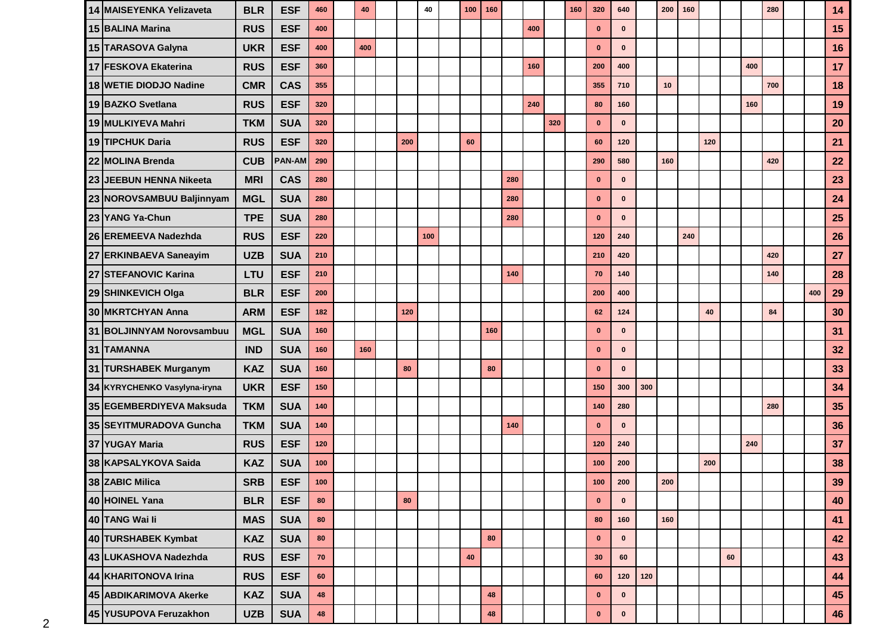| | | | | | | | | | | | | | | | | | | | | | | | | | | | |
|---|---|---|---|---|---|---|---|---|---|---|---|---|---|---|---|---|---|---|---|---|---|---|---|---|---|---|---|
| 14 | MAISEYENKA Yelizaveta | BLR | ESF | 460 | | 40 | | | 40 | | 100 | 160 | | | | 160 | 320 | 640 | | 200 | 160 | | | | 280 | | | 14 |
| 15 | BALINA Marina | RUS | ESF | 400 | | | | | | | | | | 400 | | | 0 | 0 | | | | | | | | | | 15 |
| 15 | TARASOVA Galyna | UKR | ESF | 400 | | 400 | | | | | | | | | | | 0 | 0 | | | | | | | | | | 16 |
| 17 | FESKOVA Ekaterina | RUS | ESF | 360 | | | | | | | | | | 160 | | | 200 | 400 | | | | | | 400 | | | | 17 |
| 18 | WETIE DIODJO Nadine | CMR | CAS | 355 | | | | | | | | | | | | | 355 | 710 | | 10 | | | | | 700 | | | 18 |
| 19 | BAZKO Svetlana | RUS | ESF | 320 | | | | | | | | | | 240 | | | 80 | 160 | | | | | | 160 | | | | 19 |
| 19 | MULKIYEVA Mahri | TKM | SUA | 320 | | | | | | | | | | | 320 | | 0 | 0 | | | | | | | | | | 20 |
| 19 | TIPCHUK Daria | RUS | ESF | 320 | | | | 200 | | | 60 | | | | | | 60 | 120 | | | | 120 | | | | | | 21 |
| 22 | MOLINA Brenda | CUB | PAN-AM | 290 | | | | | | | | | | | | | 290 | 580 | | 160 | | | | | 420 | | | 22 |
| 23 | JEEBUN HENNA Nikeeta | MRI | CAS | 280 | | | | | | | | | 280 | | | | 0 | 0 | | | | | | | | | | 23 |
| 23 | NOROVSAMBUU Baljinnyam | MGL | SUA | 280 | | | | | | | | | 280 | | | | 0 | 0 | | | | | | | | | | 24 |
| 23 | YANG Ya-Chun | TPE | SUA | 280 | | | | | | | | | 280 | | | | 0 | 0 | | | | | | | | | | 25 |
| 26 | EREMEEVA Nadezhda | RUS | ESF | 220 | | | | | 100 | | | | | | | | 120 | 240 | | | 240 | | | | | | | 26 |
| 27 | ERKINBAEVA Saneayim | UZB | SUA | 210 | | | | | | | | | | | | | 210 | 420 | | | | | | | 420 | | | 27 |
| 27 | STEFANOVIC Karina | LTU | ESF | 210 | | | | | | | | | 140 | | | | 70 | 140 | | | | | | | 140 | | | 28 |
| 29 | SHINKEVICH Olga | BLR | ESF | 200 | | | | | | | | | | | | | 200 | 400 | | | | | | | | | 400 | 29 |
| 30 | MKRTCHYAN Anna | ARM | ESF | 182 | | | | 120 | | | | | | | | | 62 | 124 | | | | 40 | | | 84 | | | 30 |
| 31 | BOLJINNYAM Norovsambuu | MGL | SUA | 160 | | | | | | | | 160 | | | | | 0 | 0 | | | | | | | | | | 31 |
| 31 | TAMANNA | IND | SUA | 160 | | 160 | | | | | | | | | | | 0 | 0 | | | | | | | | | | 32 |
| 31 | TURSHABEK Murganym | KAZ | SUA | 160 | | | | 80 | | | | 80 | | | | | 0 | 0 | | | | | | | | | | 33 |
| 34 | KYRYCHENKO Vasylyna-iryna | UKR | ESF | 150 | | | | | | | | | | | | | 150 | 300 | 300 | | | | | | | | | 34 |
| 35 | EGEMBERDIYEVA Maksuda | TKM | SUA | 140 | | | | | | | | | | | | | 140 | 280 | | | | | | | 280 | | | 35 |
| 35 | SEYITMURADOVA Guncha | TKM | SUA | 140 | | | | | | | | | 140 | | | | 0 | 0 | | | | | | | | | | 36 |
| 37 | YUGAY Maria | RUS | ESF | 120 | | | | | | | | | | | | | 120 | 240 | | | | | | 240 | | | | 37 |
| 38 | KAPSALYKOVA Saida | KAZ | SUA | 100 | | | | | | | | | | | | | 100 | 200 | | | | 200 | | | | | | 38 |
| 38 | ZABIC Milica | SRB | ESF | 100 | | | | | | | | | | | | | 100 | 200 | | 200 | | | | | | | | 39 |
| 40 | HOINEL Yana | BLR | ESF | 80 | | | | 80 | | | | | | | | | 0 | 0 | | | | | | | | | | 40 |
| 40 | TANG Wai li | MAS | SUA | 80 | | | | | | | | | | | | | 80 | 160 | | 160 | | | | | | | | 41 |
| 40 | TURSHABEK Kymbat | KAZ | SUA | 80 | | | | | | | | 80 | | | | | 0 | 0 | | | | | | | | | | 42 |
| 43 | LUKASHOVA Nadezhda | RUS | ESF | 70 | | | | | | | 40 | | | | | | 30 | 60 | | | | | 60 | | | | | 43 |
| 44 | KHARITONOVA Irina | RUS | ESF | 60 | | | | | | | | | | | | | 60 | 120 | 120 | | | | | | | | | 44 |
| 45 | ABDIKARIMOVA Akerke | KAZ | SUA | 48 | | | | | | | | 48 | | | | | 0 | 0 | | | | | | | | | | 45 |
| 45 | YUSUPOVA Feruzakhon | UZB | SUA | 48 | | | | | | | | 48 | | | | | 0 | 0 | | | | | | | | | | 46 |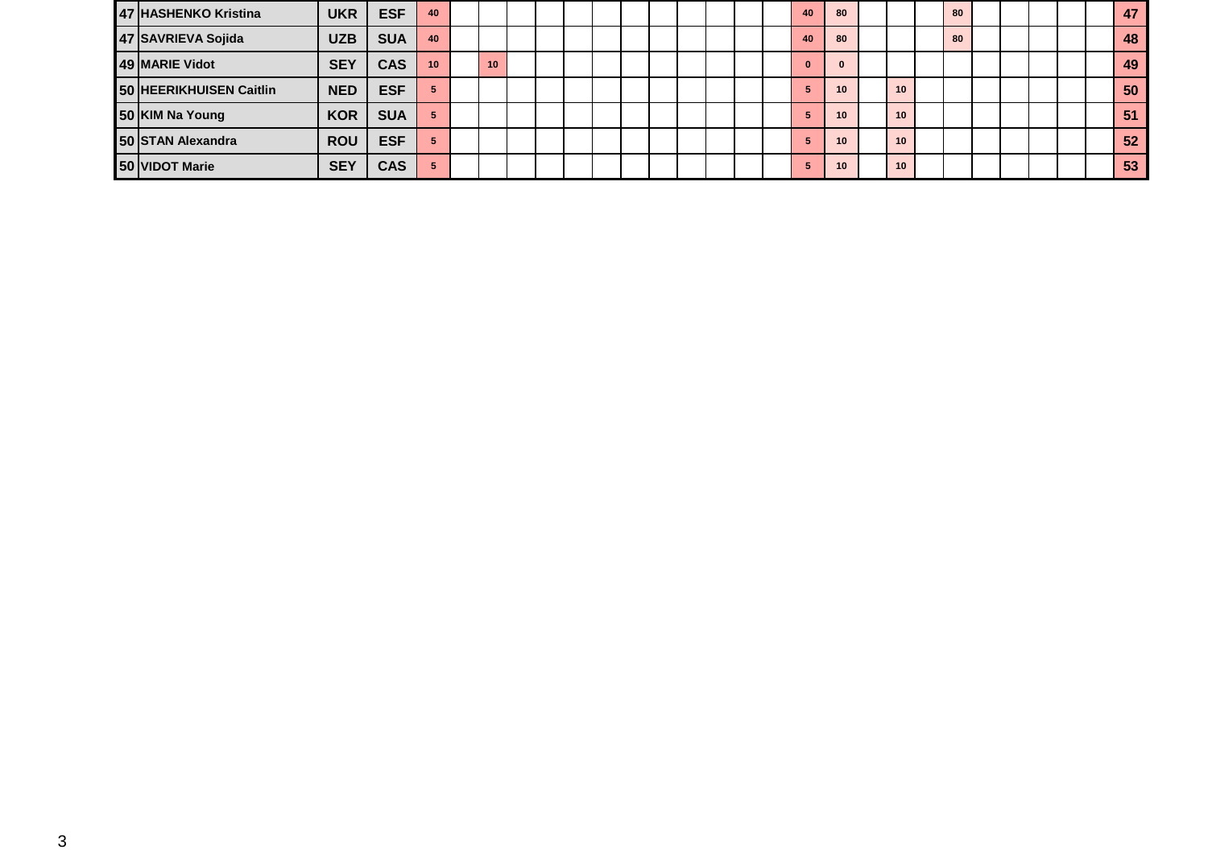| | | | | | | | | | | | | | | | | | | | | | | | | | | | | |
|---|---|---|---|---|---|---|---|---|---|---|---|---|---|---|---|---|---|---|---|---|---|---|---|---|---|---|---|---|
| 47 | HASHENKO Kristina | UKR | ESF | 40 | | | | | | | | | | | | | 40 | 80 | | | | 80 | | | | | | 47 |
| 47 | SAVRIEVA Sojida | UZB | SUA | 40 | | | | | | | | | | | | | 40 | 80 | | | | 80 | | | | | | 48 |
| 49 | MARIE Vidot | SEY | CAS | 10 | | 10 | | | | | | | | | | | 0 | 0 | | | | | | | | | | 49 |
| 50 | HEERIKHUISEN Caitlin | NED | ESF | 5 | | | | | | | | | | | | | 5 | 10 | | 10 | | | | | | | | 50 |
| 50 | KIM Na Young | KOR | SUA | 5 | | | | | | | | | | | | | 5 | 10 | | 10 | | | | | | | | 51 |
| 50 | STAN Alexandra | ROU | ESF | 5 | | | | | | | | | | | | | 5 | 10 | | 10 | | | | | | | | 52 |
| 50 | VIDOT Marie | SEY | CAS | 5 | | | | | | | | | | | | | 5 | 10 | | 10 | | | | | | | | 53 |